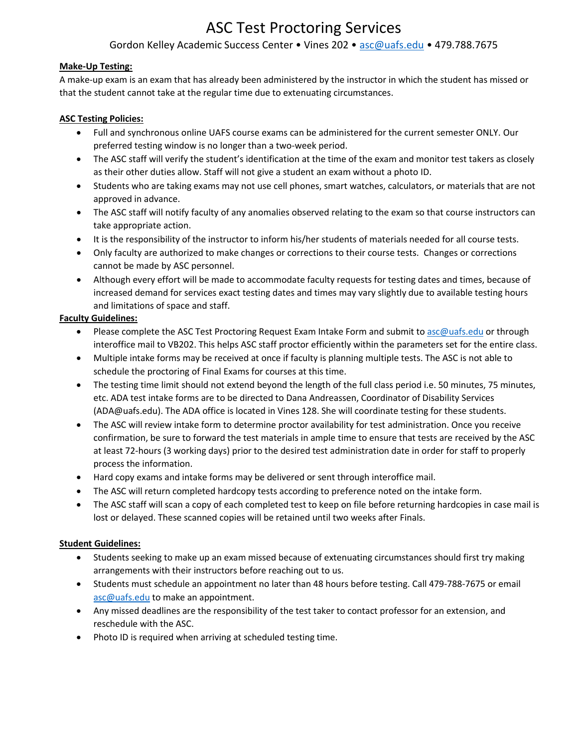# ASC Test Proctoring Services

Gordon Kelley Academic Success Center • Vines 202 • asc@uafs.edu • 479.788.7675

**Make-Up Testing:**

A make-up exam is an exam that has already been administered by the instructor in which the student has missed or that the student cannot take at the regular time due to extenuating circumstances.

**ASC Testing Policies:**

- Full and synchronous online UAFS course exams can be administered for the current semester ONLY. Our preferred testing window is no longer than a two-week period.
- The ASC staff will verify the student's identification at the time of the exam and monitor test takers as closely as their other duties allow. Staff will not give a student an exam without a photo ID.
- Students who are taking exams may not use cell phones, smart watches, calculators, or materials that are not approved in advance.
- The ASC staff will notify faculty of any anomalies observed relating to the exam so that course instructors can take appropriate action.
- It is the responsibility of the instructor to inform his/her students of materials needed for all course tests.
- Only faculty are authorized to make changes or corrections to their course tests. Changes or corrections cannot be made by ASC personnel.
- Although every effort will be made to accommodate faculty requests for testing dates and times, because of increased demand for services exact testing dates and times may vary slightly due to available testing hours and limitations of space and staff.

**Faculty Guidelines:**

- Please complete the ASC Test Proctoring Request Exam Intake Form and submit to asc@uafs.edu or through interoffice mail to VB202. This helps ASC staff proctor efficiently within the parameters set for the entire class.
- Multiple intake forms may be received at once if faculty is planning multiple tests. The ASC is not able to schedule the proctoring of Final Exams for courses at this time.
- The testing time limit should not extend beyond the length of the full class period i.e. 50 minutes, 75 minutes, etc. ADA test intake forms are to be directed to Dana Andreassen, Coordinator of Disability Services (ADA@uafs.edu). The ADA office is located in Vines 128. She will coordinate testing for these students.
- The ASC will review intake form to determine proctor availability for test administration. Once you receive confirmation, be sure to forward the test materials in ample time to ensure that tests are received by the ASC at least 72-hours (3 working days) prior to the desired test administration date in order for staff to properly process the information.
- Hard copy exams and intake forms may be delivered or sent through interoffice mail.
- The ASC will return completed hardcopy tests according to preference noted on the intake form.
- The ASC staff will scan a copy of each completed test to keep on file before returning hardcopies in case mail is lost or delayed. These scanned copies will be retained until two weeks after Finals.

**Student Guidelines:**

- Students seeking to make up an exam missed because of extenuating circumstances should first try making arrangements with their instructors before reaching out to us.
- Students must schedule an appointment no later than 48 hours before testing. Call 479-788-7675 or email asc@uafs.edu to make an appointment.
- Any missed deadlines are the responsibility of the test taker to contact professor for an extension, and reschedule with the ASC.
- Photo ID is required when arriving at scheduled testing time.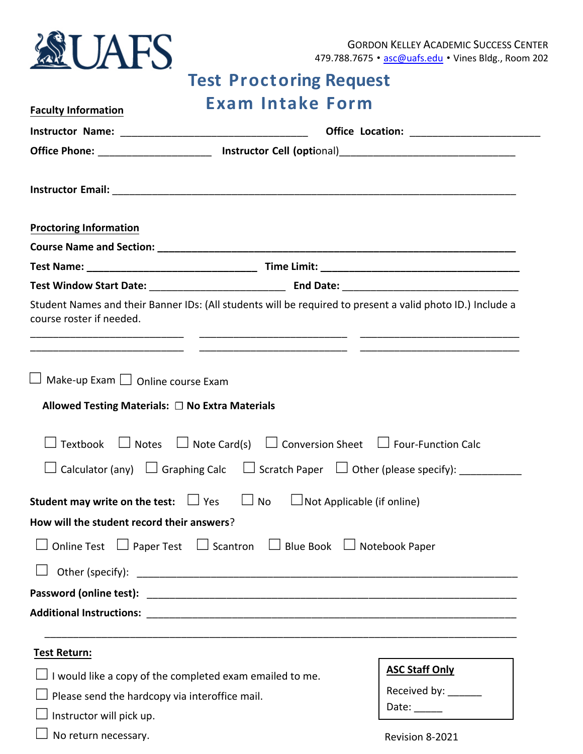UAFS

GORDON KELLEY ACADEMIC SUCCESS CENTER
479.788.7675 • asc@uafs.edu • Vines Bldg., Room 202

# Test Proctoring Request
# Exam Intake Form

**Faculty Information**

**Instructor Name:** _________________________________ **Office Location:** ______________________

**Office Phone:** ____________________ **Instructor Cell (optional)**______________________________

**Instructor Email:** _______________________________________________________________________

**Proctoring Information**

**Course Name and Section:** ___________________________________________________________

**Test Name:** ____________________________ **Time Limit:** ___________________________________

**Test Window Start Date:** ________________________ **End Date:** _______________________________

Student Names and their Banner IDs: (All students will be required to present a valid photo ID.) Include a course roster if needed.

___________________________ ___________________________ ____________________________
___________________________ ___________________________ ____________________________

☐ Make-up Exam ☐ Online course Exam

**Allowed Testing Materials:** ☐ **No Extra Materials**

☐ Textbook ☐ Notes ☐ Note Card(s) ☐ Conversion Sheet ☐ Four-Function Calc

☐ Calculator (any) ☐ Graphing Calc ☐ Scratch Paper ☐ Other (please specify): ___________

**Student may write on the test:** ☐ Yes ☐ No ☐ Not Applicable (if online)

**How will the student record their answers?**

☐ Online Test ☐ Paper Test ☐ Scantron ☐ Blue Book ☐ Notebook Paper

☐ Other (specify): _____________________________________________________________________

**Password (online test):** _______________________________________________________________

**Additional Instructions:** _______________________________________________________________

_________________________________________________________________________________

**Test Return:**

☐ I would like a copy of the completed exam emailed to me.

☐ Please send the hardcopy via interoffice mail.

☐ Instructor will pick up.

☐ No return necessary.

**ASC Staff Only**

Received by: ______

Date: _____

Revision 8-2021